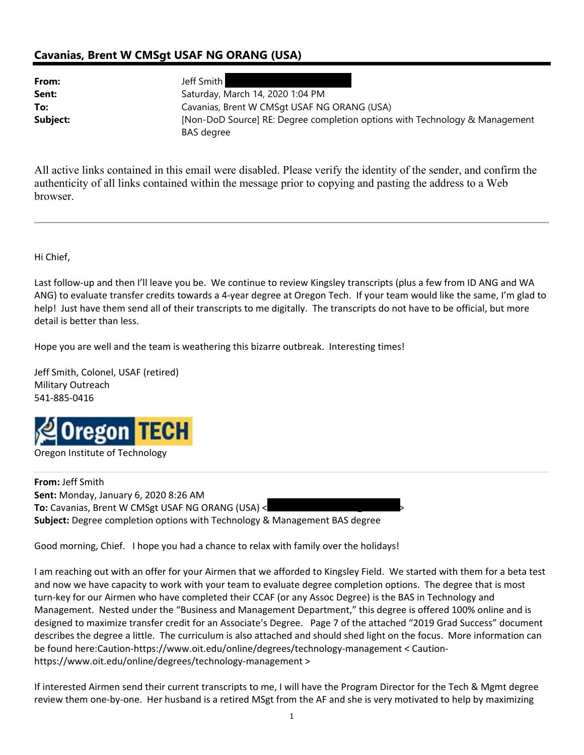## Cavanias, Brent W CMSgt USAF NG ORANG (USA)

**From:** Jeff Smith
**Sent:** Saturday, March 14, 2020 1:04 PM
**To:** Cavanias, Brent W CMSgt USAF NG ORANG (USA)
**Subject:** [Non-DoD Source] RE: Degree completion options with Technology & Management BAS degree

All active links contained in this email were disabled. Please verify the identity of the sender, and confirm the authenticity of all links contained within the message prior to copying and pasting the address to a Web browser.

---

Hi Chief,

Last follow-up and then I'll leave you be. We continue to review Kingsley transcripts (plus a few from ID ANG and WA ANG) to evaluate transfer credits towards a 4-year degree at Oregon Tech. If your team would like the same, I'm glad to help! Just have them send all of their transcripts to me digitally. The transcripts do not have to be official, but more detail is better than less.

Hope you are well and the team is weathering this bizarre outbreak. Interesting times!

Jeff Smith, Colonel, USAF (retired)
Military Outreach
541-885-0416

Oregon TECH
Oregon Institute of Technology

---

**From:** Jeff Smith
**Sent:** Monday, January 6, 2020 8:26 AM
**To:** Cavanias, Brent W CMSgt USAF NG ORANG (USA) <>
**Subject:** Degree completion options with Technology & Management BAS degree

Good morning, Chief. I hope you had a chance to relax with family over the holidays!

I am reaching out with an offer for your Airmen that we afforded to Kingsley Field. We started with them for a beta test and now we have capacity to work with your team to evaluate degree completion options. The degree that is most turn-key for our Airmen who have completed their CCAF (or any Assoc Degree) is the BAS in Technology and Management. Nested under the "Business and Management Department," this degree is offered 100% online and is designed to maximize transfer credit for an Associate's Degree. Page 7 of the attached "2019 Grad Success" document describes the degree a little. The curriculum is also attached and should shed light on the focus. More information can be found here:Caution-https://www.oit.edu/online/degrees/technology-management < Caution-https://www.oit.edu/online/degrees/technology-management >

If interested Airmen send their current transcripts to me, I will have the Program Director for the Tech & Mgmt degree review them one-by-one. Her husband is a retired MSgt from the AF and she is very motivated to help by maximizing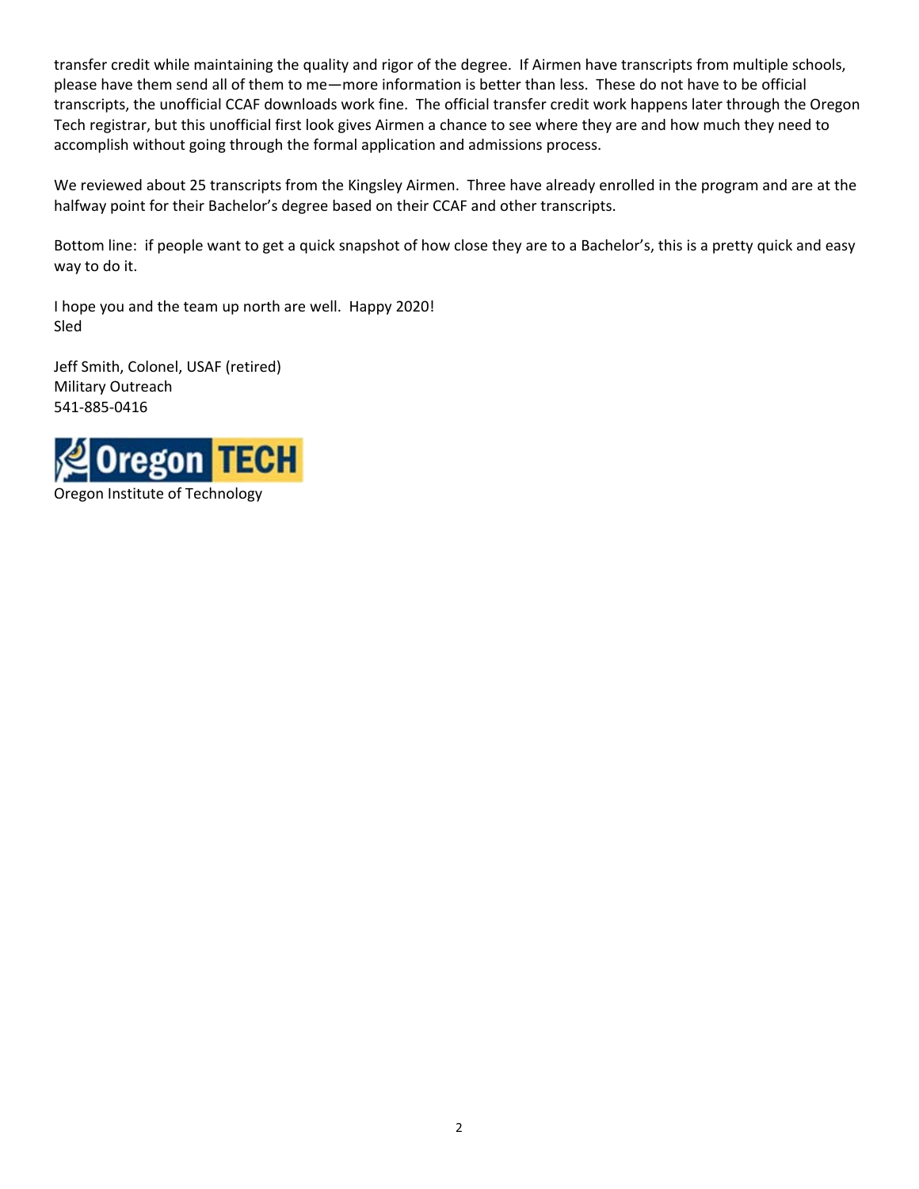transfer credit while maintaining the quality and rigor of the degree. If Airmen have transcripts from multiple schools, please have them send all of them to me—more information is better than less. These do not have to be official transcripts, the unofficial CCAF downloads work fine. The official transfer credit work happens later through the Oregon Tech registrar, but this unofficial first look gives Airmen a chance to see where they are and how much they need to accomplish without going through the formal application and admissions process.

We reviewed about 25 transcripts from the Kingsley Airmen. Three have already enrolled in the program and are at the halfway point for their Bachelor's degree based on their CCAF and other transcripts.

Bottom line: if people want to get a quick snapshot of how close they are to a Bachelor's, this is a pretty quick and easy way to do it.

I hope you and the team up north are well. Happy 2020!
Sled

Jeff Smith, Colonel, USAF (retired)
Military Outreach
541-885-0416

Oregon TECH
Oregon Institute of Technology